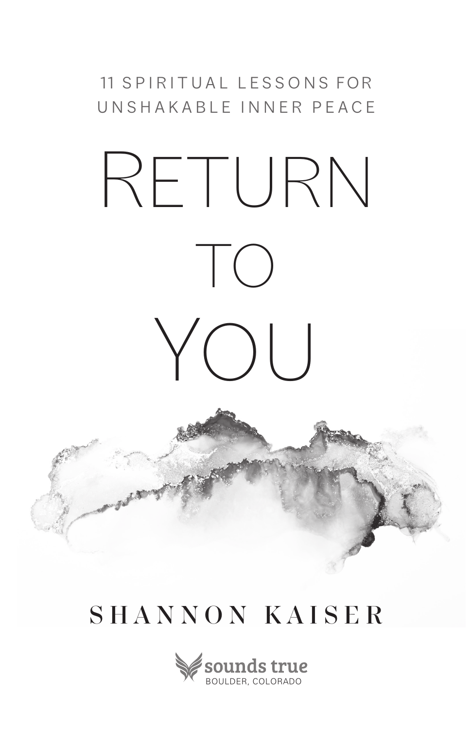11 SPIRITUAL LESSONS FOR UNSHAKABLE INNER PEACE

# RETURN TO YOU

SHANNON KAISER

sounds true
BOULDER, COLORADO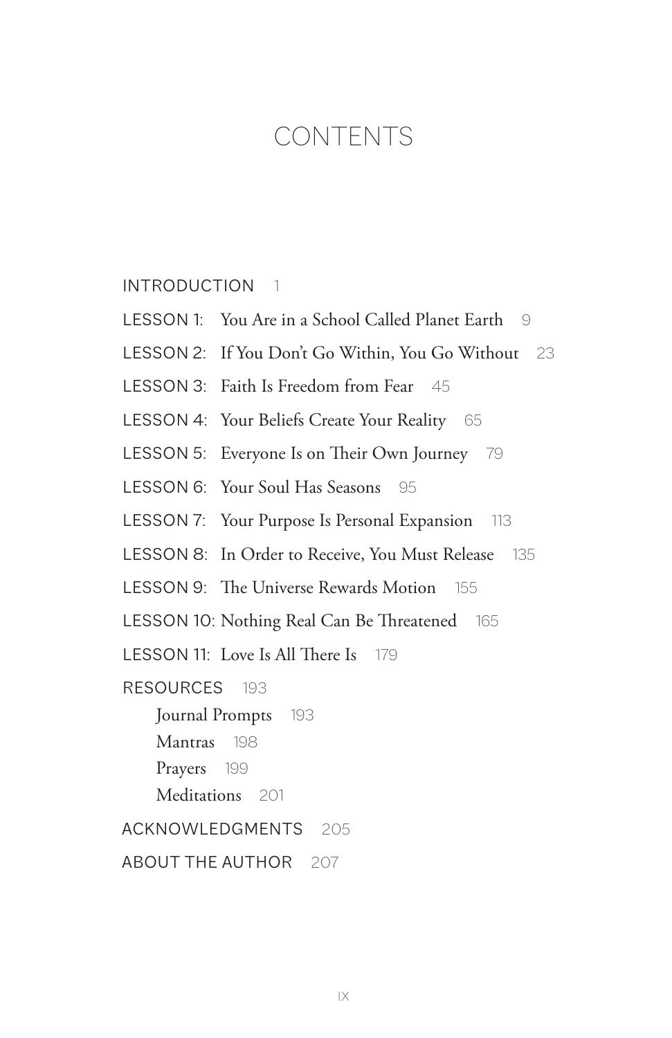# CONTENTS

INTRODUCTION 1

LESSON 1: You Are in a School Called Planet Earth 9

LESSON 2: If You Don't Go Within, You Go Without 23

LESSON 3: Faith Is Freedom from Fear 45

LESSON 4: Your Beliefs Create Your Reality 65

LESSON 5: Everyone Is on Their Own Journey 79

LESSON 6: Your Soul Has Seasons 95

LESSON 7: Your Purpose Is Personal Expansion 113

LESSON 8: In Order to Receive, You Must Release 135

LESSON 9: The Universe Rewards Motion 155

LESSON 10: Nothing Real Can Be Threatened 165

LESSON 11: Love Is All There Is 179

RESOURCES 193

- Journal Prompts 193
- Mantras 198
- Prayers 199
- Meditations 201

ACKNOWLEDGMENTS 205

ABOUT THE AUTHOR 207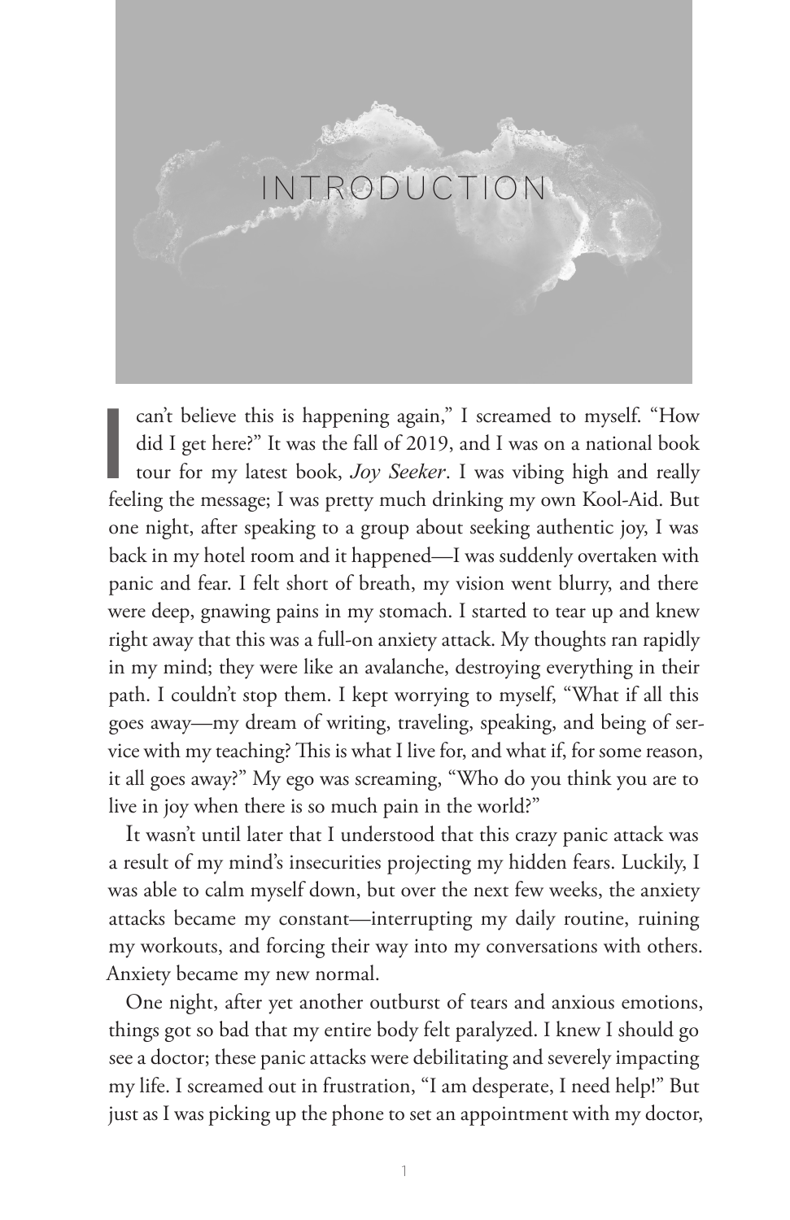# INTRODUCTION

"I can't believe this is happening again," I screamed to myself. "How did I get here?" It was the fall of 2019, and I was on a national book tour for my latest book, *Joy Seeker*. I was vibing high and really feeling the message; I was pretty much drinking my own Kool-Aid. But one night, after speaking to a group about seeking authentic joy, I was back in my hotel room and it happened—I was suddenly overtaken with panic and fear. I felt short of breath, my vision went blurry, and there were deep, gnawing pains in my stomach. I started to tear up and knew right away that this was a full-on anxiety attack. My thoughts ran rapidly in my mind; they were like an avalanche, destroying everything in their path. I couldn't stop them. I kept worrying to myself, "What if all this goes away—my dream of writing, traveling, speaking, and being of service with my teaching? This is what I live for, and what if, for some reason, it all goes away?" My ego was screaming, "Who do you think you are to live in joy when there is so much pain in the world?"

It wasn't until later that I understood that this crazy panic attack was a result of my mind's insecurities projecting my hidden fears. Luckily, I was able to calm myself down, but over the next few weeks, the anxiety attacks became my constant—interrupting my daily routine, ruining my workouts, and forcing their way into my conversations with others. Anxiety became my new normal.

One night, after yet another outburst of tears and anxious emotions, things got so bad that my entire body felt paralyzed. I knew I should go see a doctor; these panic attacks were debilitating and severely impacting my life. I screamed out in frustration, "I am desperate, I need help!" But just as I was picking up the phone to set an appointment with my doctor,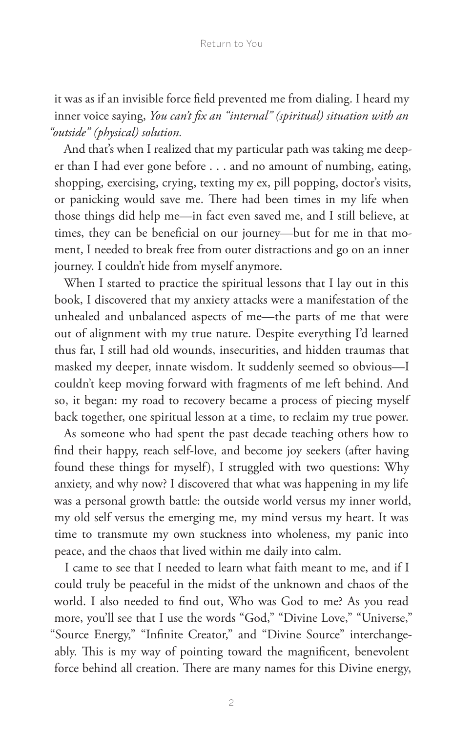it was as if an invisible force field prevented me from dialing. I heard my inner voice saying, *You can't fix an "internal" (spiritual) situation with an "outside" (physical) solution.*

And that's when I realized that my particular path was taking me deeper than I had ever gone before . . . and no amount of numbing, eating, shopping, exercising, crying, texting my ex, pill popping, doctor's visits, or panicking would save me. There had been times in my life when those things did help me—in fact even saved me, and I still believe, at times, they can be beneficial on our journey—but for me in that moment, I needed to break free from outer distractions and go on an inner journey. I couldn't hide from myself anymore.

When I started to practice the spiritual lessons that I lay out in this book, I discovered that my anxiety attacks were a manifestation of the unhealed and unbalanced aspects of me—the parts of me that were out of alignment with my true nature. Despite everything I'd learned thus far, I still had old wounds, insecurities, and hidden traumas that masked my deeper, innate wisdom. It suddenly seemed so obvious—I couldn't keep moving forward with fragments of me left behind. And so, it began: my road to recovery became a process of piecing myself back together, one spiritual lesson at a time, to reclaim my true power.

As someone who had spent the past decade teaching others how to find their happy, reach self-love, and become joy seekers (after having found these things for myself), I struggled with two questions: Why anxiety, and why now? I discovered that what was happening in my life was a personal growth battle: the outside world versus my inner world, my old self versus the emerging me, my mind versus my heart. It was time to transmute my own stuckness into wholeness, my panic into peace, and the chaos that lived within me daily into calm.

I came to see that I needed to learn what faith meant to me, and if I could truly be peaceful in the midst of the unknown and chaos of the world. I also needed to find out, Who was God to me? As you read more, you'll see that I use the words "God," "Divine Love," "Universe," "Source Energy," "Infinite Creator," and "Divine Source" interchangeably. This is my way of pointing toward the magnificent, benevolent force behind all creation. There are many names for this Divine energy,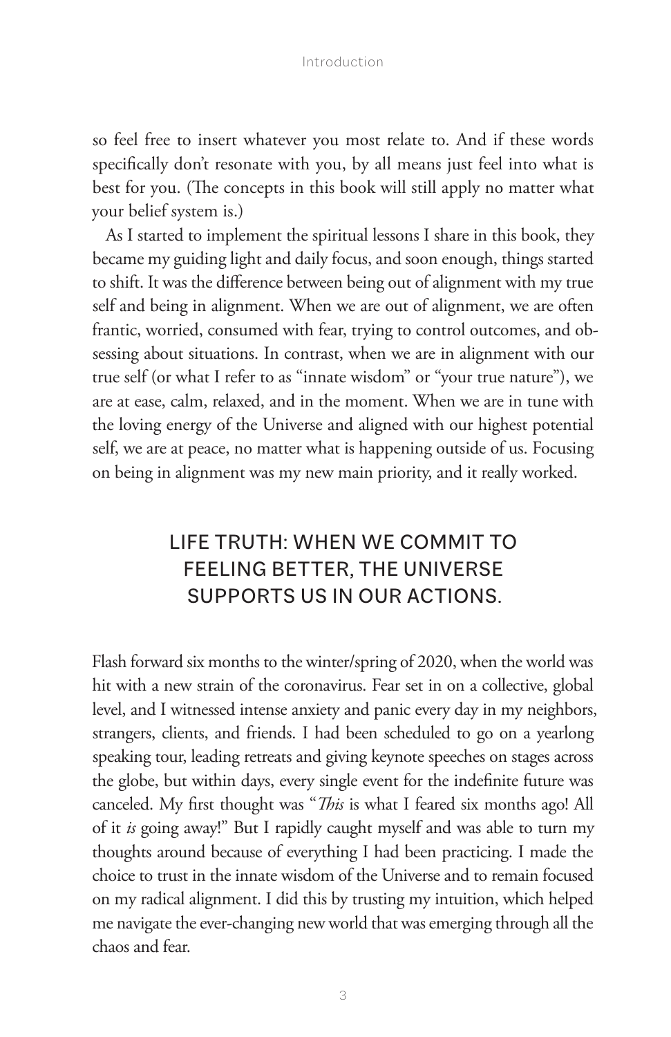so feel free to insert whatever you most relate to. And if these words specifically don't resonate with you, by all means just feel into what is best for you. (The concepts in this book will still apply no matter what your belief system is.)

As I started to implement the spiritual lessons I share in this book, they became my guiding light and daily focus, and soon enough, things started to shift. It was the difference between being out of alignment with my true self and being in alignment. When we are out of alignment, we are often frantic, worried, consumed with fear, trying to control outcomes, and obsessing about situations. In contrast, when we are in alignment with our true self (or what I refer to as "innate wisdom" or "your true nature"), we are at ease, calm, relaxed, and in the moment. When we are in tune with the loving energy of the Universe and aligned with our highest potential self, we are at peace, no matter what is happening outside of us. Focusing on being in alignment was my new main priority, and it really worked.

## LIFE TRUTH: WHEN WE COMMIT TO FEELING BETTER, THE UNIVERSE SUPPORTS US IN OUR ACTIONS.

Flash forward six months to the winter/spring of 2020, when the world was hit with a new strain of the coronavirus. Fear set in on a collective, global level, and I witnessed intense anxiety and panic every day in my neighbors, strangers, clients, and friends. I had been scheduled to go on a yearlong speaking tour, leading retreats and giving keynote speeches on stages across the globe, but within days, every single event for the indefinite future was canceled. My first thought was "*This* is what I feared six months ago! All of it *is* going away!" But I rapidly caught myself and was able to turn my thoughts around because of everything I had been practicing. I made the choice to trust in the innate wisdom of the Universe and to remain focused on my radical alignment. I did this by trusting my intuition, which helped me navigate the ever-changing new world that was emerging through all the chaos and fear.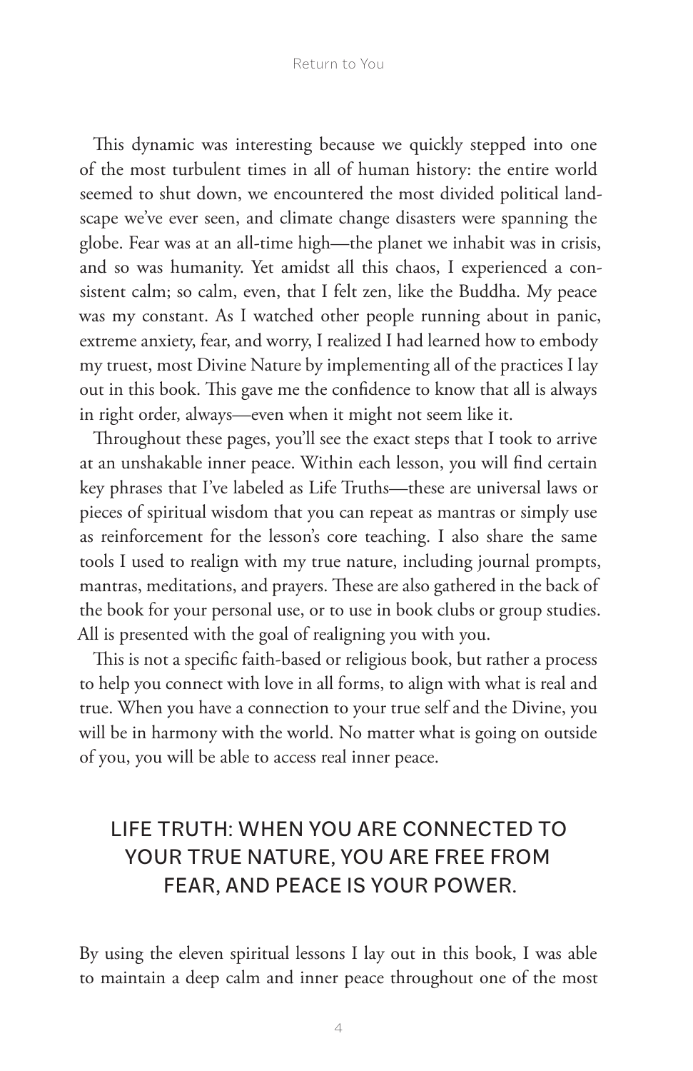This dynamic was interesting because we quickly stepped into one of the most turbulent times in all of human history: the entire world seemed to shut down, we encountered the most divided political landscape we've ever seen, and climate change disasters were spanning the globe. Fear was at an all-time high—the planet we inhabit was in crisis, and so was humanity. Yet amidst all this chaos, I experienced a consistent calm; so calm, even, that I felt zen, like the Buddha. My peace was my constant. As I watched other people running about in panic, extreme anxiety, fear, and worry, I realized I had learned how to embody my truest, most Divine Nature by implementing all of the practices I lay out in this book. This gave me the confidence to know that all is always in right order, always—even when it might not seem like it.

Throughout these pages, you'll see the exact steps that I took to arrive at an unshakable inner peace. Within each lesson, you will find certain key phrases that I've labeled as Life Truths—these are universal laws or pieces of spiritual wisdom that you can repeat as mantras or simply use as reinforcement for the lesson's core teaching. I also share the same tools I used to realign with my true nature, including journal prompts, mantras, meditations, and prayers. These are also gathered in the back of the book for your personal use, or to use in book clubs or group studies. All is presented with the goal of realigning you with you.

This is not a specific faith-based or religious book, but rather a process to help you connect with love in all forms, to align with what is real and true. When you have a connection to your true self and the Divine, you will be in harmony with the world. No matter what is going on outside of you, you will be able to access real inner peace.

## LIFE TRUTH: WHEN YOU ARE CONNECTED TO YOUR TRUE NATURE, YOU ARE FREE FROM FEAR, AND PEACE IS YOUR POWER.

By using the eleven spiritual lessons I lay out in this book, I was able to maintain a deep calm and inner peace throughout one of the most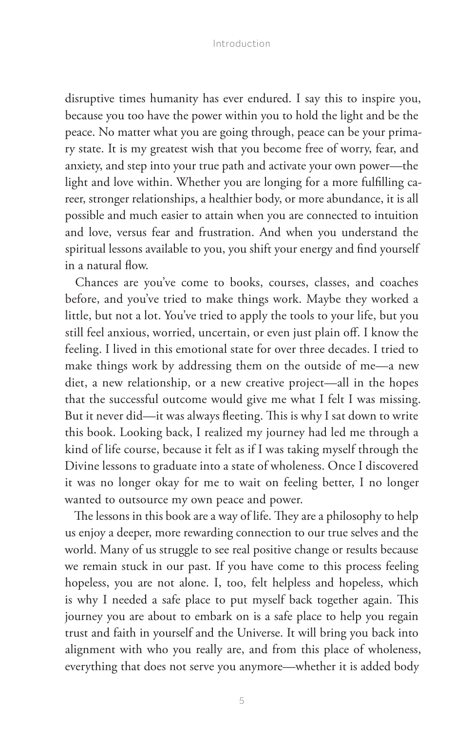disruptive times humanity has ever endured. I say this to inspire you, because you too have the power within you to hold the light and be the peace. No matter what you are going through, peace can be your primary state. It is my greatest wish that you become free of worry, fear, and anxiety, and step into your true path and activate your own power—the light and love within. Whether you are longing for a more fulfilling career, stronger relationships, a healthier body, or more abundance, it is all possible and much easier to attain when you are connected to intuition and love, versus fear and frustration. And when you understand the spiritual lessons available to you, you shift your energy and find yourself in a natural flow.

Chances are you've come to books, courses, classes, and coaches before, and you've tried to make things work. Maybe they worked a little, but not a lot. You've tried to apply the tools to your life, but you still feel anxious, worried, uncertain, or even just plain off. I know the feeling. I lived in this emotional state for over three decades. I tried to make things work by addressing them on the outside of me—a new diet, a new relationship, or a new creative project—all in the hopes that the successful outcome would give me what I felt I was missing. But it never did—it was always fleeting. This is why I sat down to write this book. Looking back, I realized my journey had led me through a kind of life course, because it felt as if I was taking myself through the Divine lessons to graduate into a state of wholeness. Once I discovered it was no longer okay for me to wait on feeling better, I no longer wanted to outsource my own peace and power.

The lessons in this book are a way of life. They are a philosophy to help us enjoy a deeper, more rewarding connection to our true selves and the world. Many of us struggle to see real positive change or results because we remain stuck in our past. If you have come to this process feeling hopeless, you are not alone. I, too, felt helpless and hopeless, which is why I needed a safe place to put myself back together again. This journey you are about to embark on is a safe place to help you regain trust and faith in yourself and the Universe. It will bring you back into alignment with who you really are, and from this place of wholeness, everything that does not serve you anymore—whether it is added body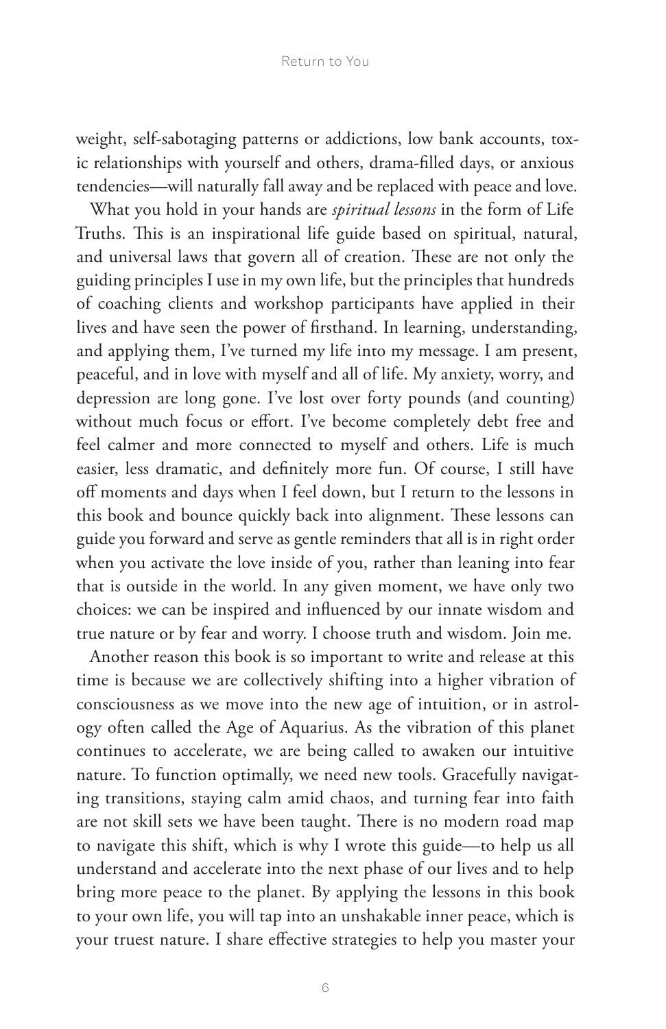weight, self-sabotaging patterns or addictions, low bank accounts, toxic relationships with yourself and others, drama-filled days, or anxious tendencies—will naturally fall away and be replaced with peace and love.

What you hold in your hands are *spiritual lessons* in the form of Life Truths. This is an inspirational life guide based on spiritual, natural, and universal laws that govern all of creation. These are not only the guiding principles I use in my own life, but the principles that hundreds of coaching clients and workshop participants have applied in their lives and have seen the power of firsthand. In learning, understanding, and applying them, I've turned my life into my message. I am present, peaceful, and in love with myself and all of life. My anxiety, worry, and depression are long gone. I've lost over forty pounds (and counting) without much focus or effort. I've become completely debt free and feel calmer and more connected to myself and others. Life is much easier, less dramatic, and definitely more fun. Of course, I still have off moments and days when I feel down, but I return to the lessons in this book and bounce quickly back into alignment. These lessons can guide you forward and serve as gentle reminders that all is in right order when you activate the love inside of you, rather than leaning into fear that is outside in the world. In any given moment, we have only two choices: we can be inspired and influenced by our innate wisdom and true nature or by fear and worry. I choose truth and wisdom. Join me.

Another reason this book is so important to write and release at this time is because we are collectively shifting into a higher vibration of consciousness as we move into the new age of intuition, or in astrology often called the Age of Aquarius. As the vibration of this planet continues to accelerate, we are being called to awaken our intuitive nature. To function optimally, we need new tools. Gracefully navigating transitions, staying calm amid chaos, and turning fear into faith are not skill sets we have been taught. There is no modern road map to navigate this shift, which is why I wrote this guide—to help us all understand and accelerate into the next phase of our lives and to help bring more peace to the planet. By applying the lessons in this book to your own life, you will tap into an unshakable inner peace, which is your truest nature. I share effective strategies to help you master your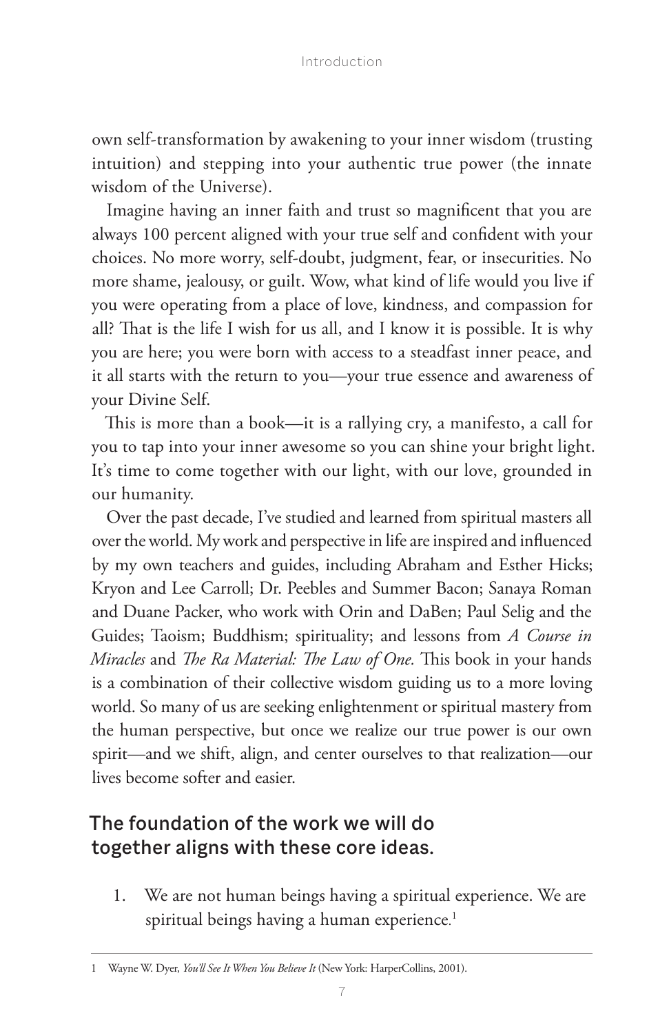own self-transformation by awakening to your inner wisdom (trusting intuition) and stepping into your authentic true power (the innate wisdom of the Universe).

Imagine having an inner faith and trust so magnificent that you are always 100 percent aligned with your true self and confident with your choices. No more worry, self-doubt, judgment, fear, or insecurities. No more shame, jealousy, or guilt. Wow, what kind of life would you live if you were operating from a place of love, kindness, and compassion for all? That is the life I wish for us all, and I know it is possible. It is why you are here; you were born with access to a steadfast inner peace, and it all starts with the return to you—your true essence and awareness of your Divine Self.

This is more than a book—it is a rallying cry, a manifesto, a call for you to tap into your inner awesome so you can shine your bright light. It's time to come together with our light, with our love, grounded in our humanity.

Over the past decade, I've studied and learned from spiritual masters all over the world. My work and perspective in life are inspired and influenced by my own teachers and guides, including Abraham and Esther Hicks; Kryon and Lee Carroll; Dr. Peebles and Summer Bacon; Sanaya Roman and Duane Packer, who work with Orin and DaBen; Paul Selig and the Guides; Taoism; Buddhism; spirituality; and lessons from *A Course in Miracles* and *The Ra Material: The Law of One*. This book in your hands is a combination of their collective wisdom guiding us to a more loving world. So many of us are seeking enlightenment or spiritual mastery from the human perspective, but once we realize our true power is our own spirit—and we shift, align, and center ourselves to that realization—our lives become softer and easier.

## The foundation of the work we will do together aligns with these core ideas.

1. We are not human beings having a spiritual experience. We are spiritual beings having a human experience.[1]

---

1 Wayne W. Dyer, *You'll See It When You Believe It* (New York: HarperCollins, 2001).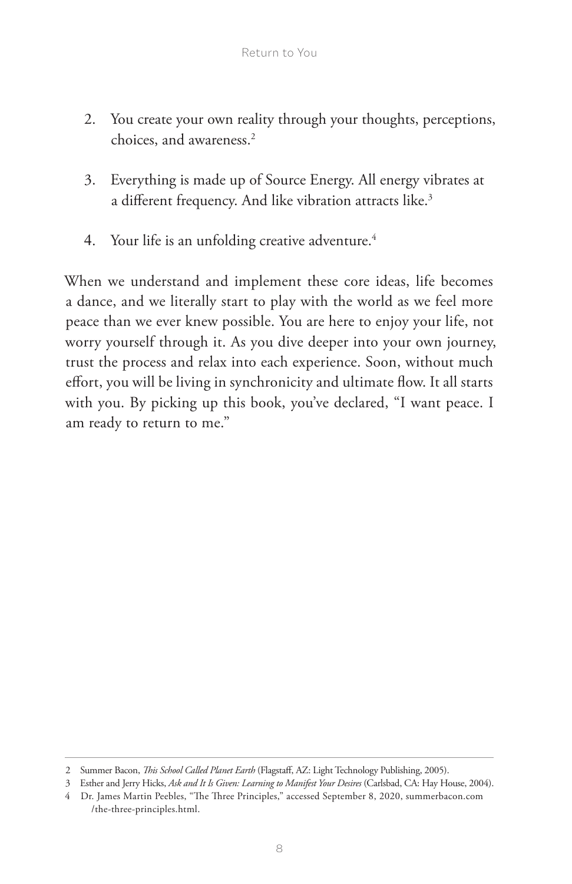2. You create your own reality through your thoughts, perceptions, choices, and awareness.[2]

3. Everything is made up of Source Energy. All energy vibrates at a different frequency. And like vibration attracts like.[3]

4. Your life is an unfolding creative adventure.[4]

When we understand and implement these core ideas, life becomes a dance, and we literally start to play with the world as we feel more peace than we ever knew possible. You are here to enjoy your life, not worry yourself through it. As you dive deeper into your own journey, trust the process and relax into each experience. Soon, without much effort, you will be living in synchronicity and ultimate flow. It all starts with you. By picking up this book, you've declared, "I want peace. I am ready to return to me."

---

2 Summer Bacon, *This School Called Planet Earth* (Flagstaff, AZ: Light Technology Publishing, 2005).

3 Esther and Jerry Hicks, *Ask and It Is Given: Learning to Manifest Your Desires* (Carlsbad, CA: Hay House, 2004).

4 Dr. James Martin Peebles, "The Three Principles," accessed September 8, 2020, summerbacon.com/the-three-principles.html.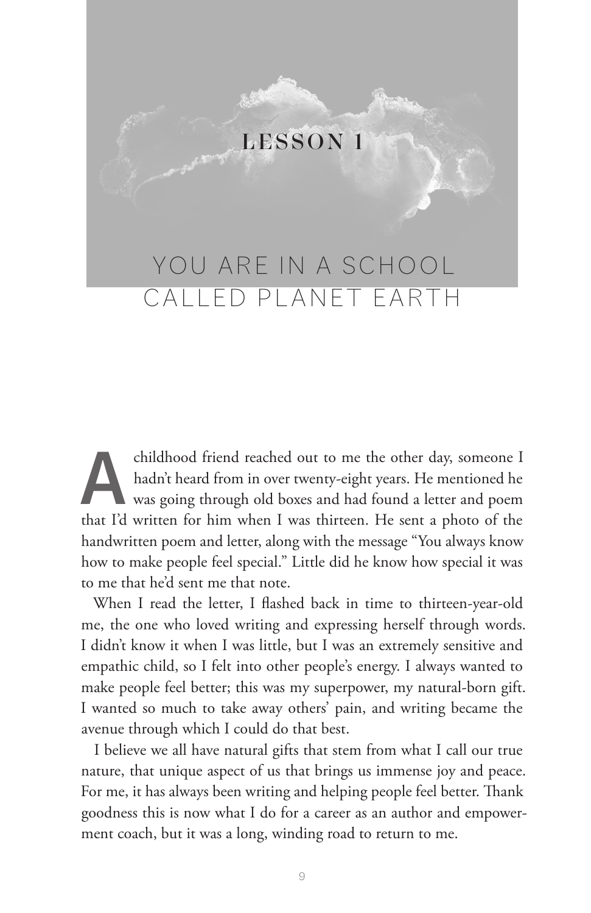# LESSON 1

# YOU ARE IN A SCHOOL CALLED PLANET EARTH

A childhood friend reached out to me the other day, someone I hadn't heard from in over twenty-eight years. He mentioned he was going through old boxes and had found a letter and poem that I'd written for him when I was thirteen. He sent a photo of the handwritten poem and letter, along with the message "You always know how to make people feel special." Little did he know how special it was to me that he'd sent me that note.

When I read the letter, I flashed back in time to thirteen-year-old me, the one who loved writing and expressing herself through words. I didn't know it when I was little, but I was an extremely sensitive and empathic child, so I felt into other people's energy. I always wanted to make people feel better; this was my superpower, my natural-born gift. I wanted so much to take away others' pain, and writing became the avenue through which I could do that best.

I believe we all have natural gifts that stem from what I call our true nature, that unique aspect of us that brings us immense joy and peace. For me, it has always been writing and helping people feel better. Thank goodness this is now what I do for a career as an author and empowerment coach, but it was a long, winding road to return to me.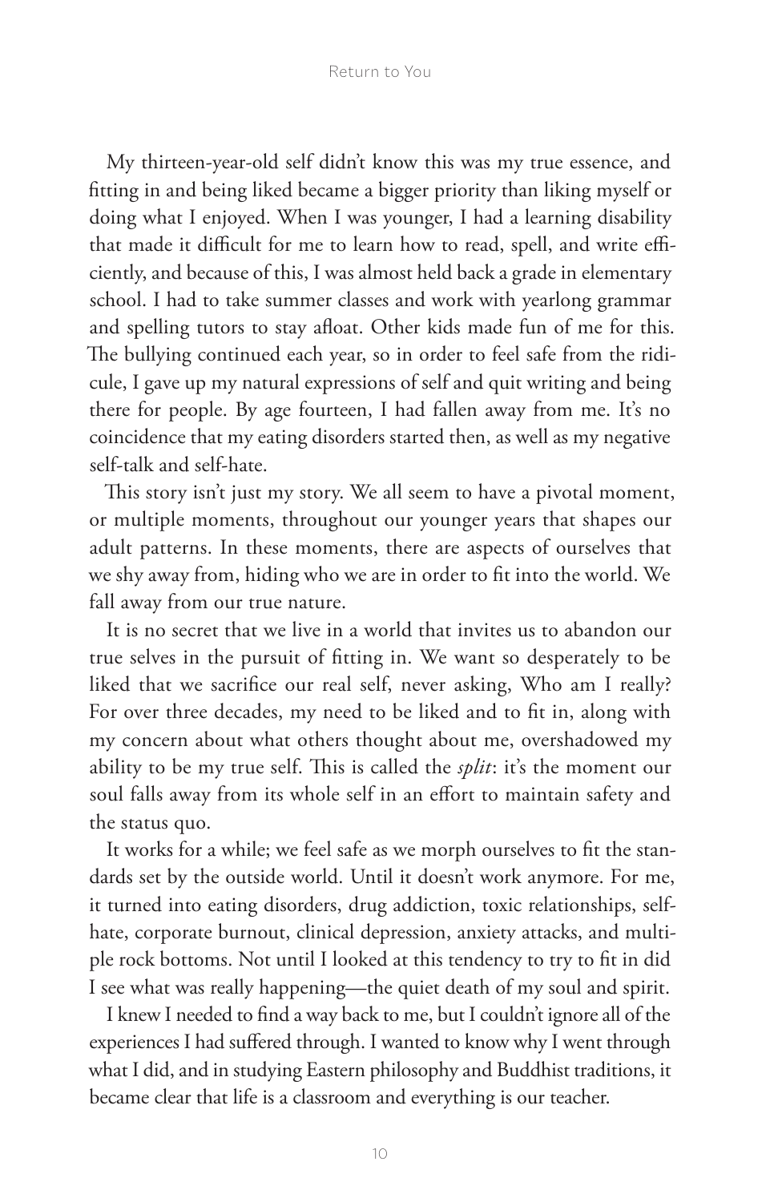My thirteen-year-old self didn't know this was my true essence, and fitting in and being liked became a bigger priority than liking myself or doing what I enjoyed. When I was younger, I had a learning disability that made it difficult for me to learn how to read, spell, and write efficiently, and because of this, I was almost held back a grade in elementary school. I had to take summer classes and work with yearlong grammar and spelling tutors to stay afloat. Other kids made fun of me for this. The bullying continued each year, so in order to feel safe from the ridicule, I gave up my natural expressions of self and quit writing and being there for people. By age fourteen, I had fallen away from me. It's no coincidence that my eating disorders started then, as well as my negative self-talk and self-hate.

This story isn't just my story. We all seem to have a pivotal moment, or multiple moments, throughout our younger years that shapes our adult patterns. In these moments, there are aspects of ourselves that we shy away from, hiding who we are in order to fit into the world. We fall away from our true nature.

It is no secret that we live in a world that invites us to abandon our true selves in the pursuit of fitting in. We want so desperately to be liked that we sacrifice our real self, never asking, Who am I really? For over three decades, my need to be liked and to fit in, along with my concern about what others thought about me, overshadowed my ability to be my true self. This is called the *split*: it's the moment our soul falls away from its whole self in an effort to maintain safety and the status quo.

It works for a while; we feel safe as we morph ourselves to fit the standards set by the outside world. Until it doesn't work anymore. For me, it turned into eating disorders, drug addiction, toxic relationships, self-hate, corporate burnout, clinical depression, anxiety attacks, and multiple rock bottoms. Not until I looked at this tendency to try to fit in did I see what was really happening—the quiet death of my soul and spirit.

I knew I needed to find a way back to me, but I couldn't ignore all of the experiences I had suffered through. I wanted to know why I went through what I did, and in studying Eastern philosophy and Buddhist traditions, it became clear that life is a classroom and everything is our teacher.